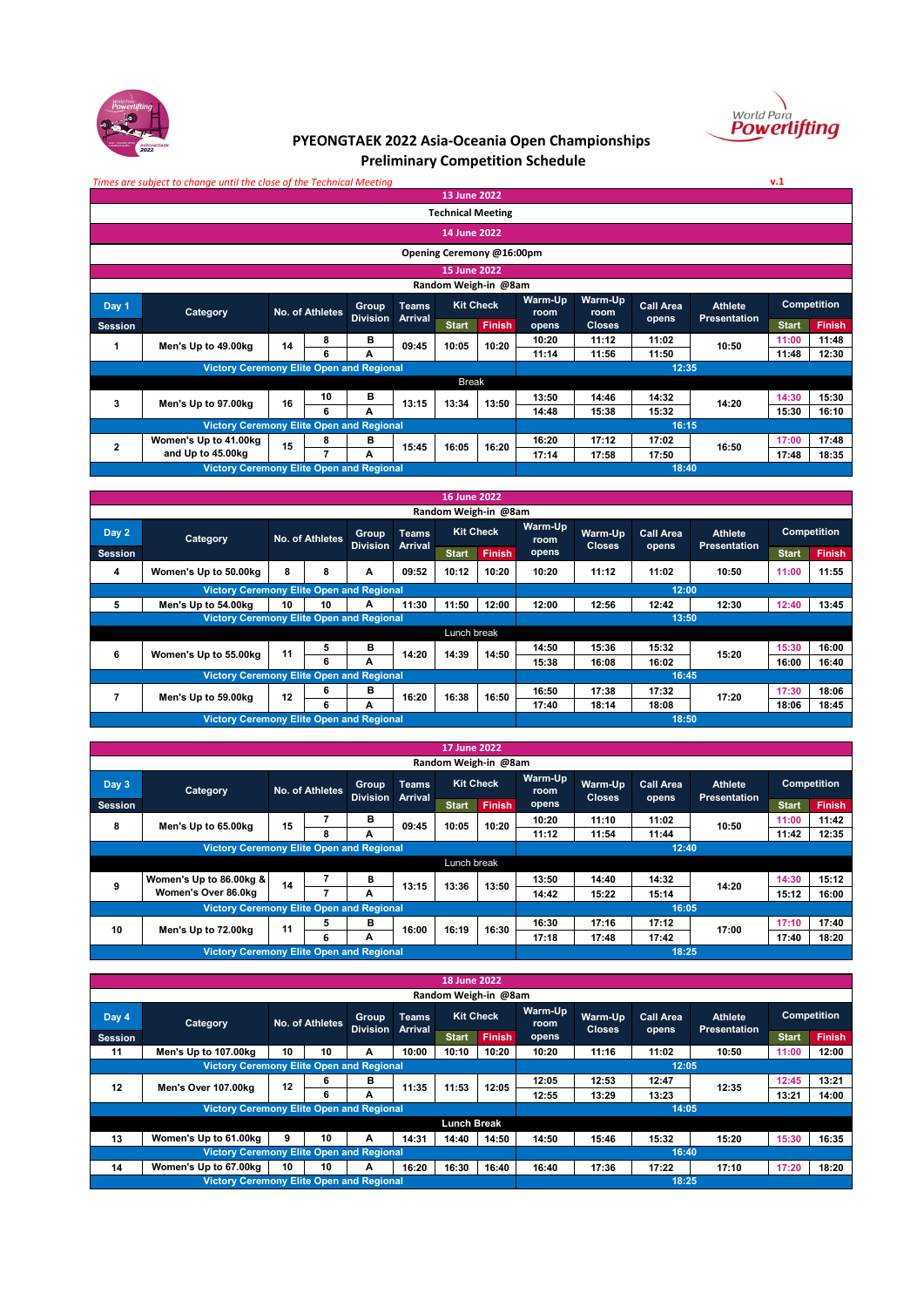# PYEONGTAEK 2022 Asia-Oceania Open Championships
## Preliminary Competition Schedule

*Times are subject to change until the close of the Technical Meeting* v.1

**13 June 2022**

Technical Meeting

**14 June 2022**

Opening Ceremony @16:00pm

**15 June 2022**

Random Weigh-in @8am

| Day 1 Session | Category | No. of Athletes | | Group Division | Teams Arrival | Kit Check Start | Kit Check Finish | Warm-Up room opens | Warm-Up room Closes | Call Area opens | Athlete Presentation | Competition Start | Competition Finish |
|---|---|---|---|---|---|---|---|---|---|---|---|---|---|
| 1 | Men's Up to 49.00kg | 14 | 8 | B | 09:45 | 10:05 | 10:20 | 10:20 | 11:12 | 11:02 | 10:50 | 11:00 | 11:48 |
| | | | 6 | A | | | | 11:14 | 11:56 | 11:50 | | 11:48 | 12:30 |
| Victory Ceremony Elite Open and Regional | | | | | | | | 12:35 | | | | | |
| Break | | | | | | | | | | | | | |
| 3 | Men's Up to 97.00kg | 16 | 10 | B | 13:15 | 13:34 | 13:50 | 13:50 | 14:46 | 14:32 | 14:20 | 14:30 | 15:30 |
| | | | 6 | A | | | | 14:48 | 15:38 | 15:32 | | 15:30 | 16:10 |
| Victory Ceremony Elite Open and Regional | | | | | | | | 16:15 | | | | | |
| 2 | Women's Up to 41.00kg and Up to 45.00kg | 15 | 8 | B | 15:45 | 16:05 | 16:20 | 16:20 | 17:12 | 17:02 | 16:50 | 17:00 | 17:48 |
| | | | 7 | A | | | | 17:14 | 17:58 | 17:50 | | 17:48 | 18:35 |
| Victory Ceremony Elite Open and Regional | | | | | | | | 18:40 | | | | | |

**16 June 2022**

Random Weigh-in @8am

| Day 2 Session | Category | No. of Athletes | | Group Division | Teams Arrival | Kit Check Start | Kit Check Finish | Warm-Up room opens | Warm-Up Closes | Call Area opens | Athlete Presentation | Competition Start | Competition Finish |
|---|---|---|---|---|---|---|---|---|---|---|---|---|---|
| 4 | Women's Up to 50.00kg | 8 | 8 | A | 09:52 | 10:12 | 10:20 | 10:20 | 11:12 | 11:02 | 10:50 | 11:00 | 11:55 |
| Victory Ceremony Elite Open and Regional | | | | | | | | 12:00 | | | | | |
| 5 | Men's Up to 54.00kg | 10 | 10 | A | 11:30 | 11:50 | 12:00 | 12:00 | 12:56 | 12:42 | 12:30 | 12:40 | 13:45 |
| Victory Ceremony Elite Open and Regional | | | | | | | | 13:50 | | | | | |
| Lunch break | | | | | | | | | | | | | |
| 6 | Women's Up to 55.00kg | 11 | 5 | B | 14:20 | 14:39 | 14:50 | 14:50 | 15:36 | 15:32 | 15:20 | 15:30 | 16:00 |
| | | | 6 | A | | | | 15:38 | 16:08 | 16:02 | | 16:00 | 16:40 |
| Victory Ceremony Elite Open and Regional | | | | | | | | 16:45 | | | | | |
| 7 | Men's Up to 59.00kg | 12 | 6 | B | 16:20 | 16:38 | 16:50 | 16:50 | 17:38 | 17:32 | 17:20 | 17:30 | 18:06 |
| | | | 6 | A | | | | 17:40 | 18:14 | 18:08 | | 18:06 | 18:45 |
| Victory Ceremony Elite Open and Regional | | | | | | | | 18:50 | | | | | |

**17 June 2022**

Random Weigh-in @8am

| Day 3 Session | Category | No. of Athletes | | Group Division | Teams Arrival | Kit Check Start | Kit Check Finish | Warm-Up room opens | Warm-Up Closes | Call Area opens | Athlete Presentation | Competition Start | Competition Finish |
|---|---|---|---|---|---|---|---|---|---|---|---|---|---|
| 8 | Men's Up to 65.00kg | 15 | 7 | B | 09:45 | 10:05 | 10:20 | 10:20 | 11:10 | 11:02 | 10:50 | 11:00 | 11:42 |
| | | | 8 | A | | | | 11:12 | 11:54 | 11:44 | | 11:42 | 12:35 |
| Victory Ceremony Elite Open and Regional | | | | | | | | 12:40 | | | | | |
| Lunch break | | | | | | | | | | | | | |
| 9 | Women's Up to 86.00kg & Women's Over 86.0kg | 14 | 7 | B | 13:15 | 13:36 | 13:50 | 13:50 | 14:40 | 14:32 | 14:20 | 14:30 | 15:12 |
| | | | 7 | A | | | | 14:42 | 15:22 | 15:14 | | 15:12 | 16:00 |
| Victory Ceremony Elite Open and Regional | | | | | | | | 16:05 | | | | | |
| 10 | Men's Up to 72.00kg | 11 | 5 | B | 16:00 | 16:19 | 16:30 | 16:30 | 17:16 | 17:12 | 17:00 | 17:10 | 17:40 |
| | | | 6 | A | | | | 17:18 | 17:48 | 17:42 | | 17:40 | 18:20 |
| Victory Ceremony Elite Open and Regional | | | | | | | | 18:25 | | | | | |

**18 June 2022**

Random Weigh-in @8am

| Day 4 Session | Category | No. of Athletes | | Group Division | Teams Arrival | Kit Check Start | Kit Check Finish | Warm-Up room opens | Warm-Up Closes | Call Area opens | Athlete Presentation | Competition Start | Competition Finish |
|---|---|---|---|---|---|---|---|---|---|---|---|---|---|
| 11 | Men's Up to 107.00kg | 10 | 10 | A | 10:00 | 10:10 | 10:20 | 10:20 | 11:16 | 11:02 | 10:50 | 11:00 | 12:00 |
| Victory Ceremony Elite Open and Regional | | | | | | | | 12:05 | | | | | |
| 12 | Men's Over 107.00kg | 12 | 6 | B | 11:35 | 11:53 | 12:05 | 12:05 | 12:53 | 12:47 | 12:35 | 12:45 | 13:21 |
| | | | 6 | A | | | | 12:55 | 13:29 | 13:23 | | 13:21 | 14:00 |
| Victory Ceremony Elite Open and Regional | | | | | | | | 14:05 | | | | | |
| Lunch Break | | | | | | | | | | | | | |
| 13 | Women's Up to 61.00kg | 9 | 10 | A | 14:31 | 14:40 | 14:50 | 14:50 | 15:46 | 15:32 | 15:20 | 15:30 | 16:35 |
| Victory Ceremony Elite Open and Regional | | | | | | | | 16:40 | | | | | |
| 14 | Women's Up to 67.00kg | 10 | 10 | A | 16:20 | 16:30 | 16:40 | 16:40 | 17:36 | 17:22 | 17:10 | 17:20 | 18:20 |
| Victory Ceremony Elite Open and Regional | | | | | | | | 18:25 | | | | | |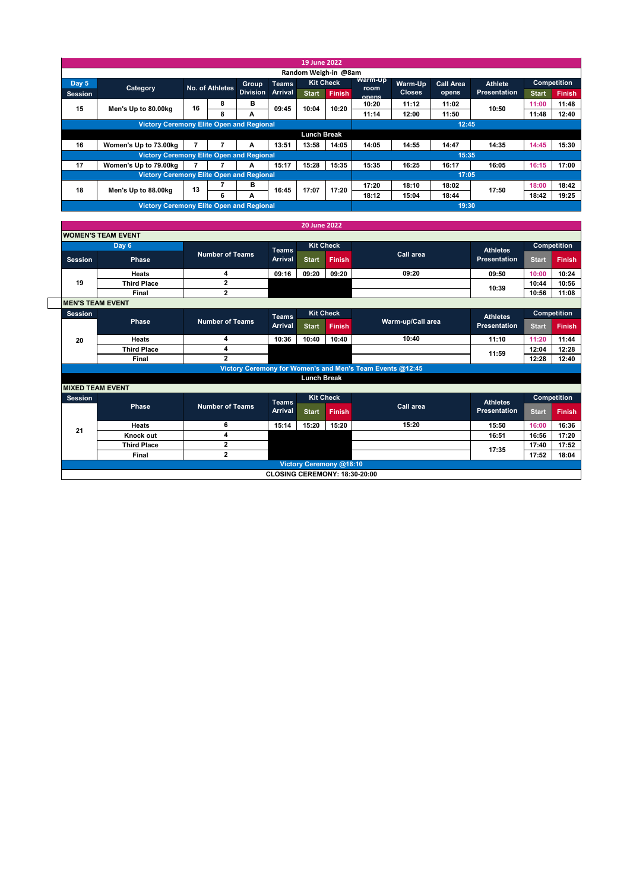## 19 June 2022

Random Weigh-in @8am

| Day 5 Session | Category | No. of Athletes | | Group Division | Teams Arrival | Kit Check Start | Kit Check Finish | Warm-up room opens | Warm-Up Closes | Call Area opens | Athlete Presentation | Competition Start | Competition Finish |
|---|---|---|---|---|---|---|---|---|---|---|---|---|---|
| 15 | Men's Up to 80.00kg | 16 | 8 | B | 09:45 | 10:04 | 10:20 | 10:20 | 11:12 | 11:02 | 10:50 | 11:00 | 11:48 |
| | | | 8 | A | | | | 11:14 | 12:00 | 11:50 | | 11:48 | 12:40 |
| Victory Ceremony Elite Open and Regional | | | | | | | | 12:45 | | | | | |
| Lunch Break | | | | | | | | | | | | | |
| 16 | Women's Up to 73.00kg | 7 | 7 | A | 13:51 | 13:58 | 14:05 | 14:05 | 14:55 | 14:47 | 14:35 | 14:45 | 15:30 |
| Victory Ceremony Elite Open and Regional | | | | | | | | 15:35 | | | | | |
| 17 | Women's Up to 79.00kg | 7 | 7 | A | 15:17 | 15:28 | 15:35 | 15:35 | 16:25 | 16:17 | 16:05 | 16:15 | 17:00 |
| Victory Ceremony Elite Open and Regional | | | | | | | | 17:05 | | | | | |
| 18 | Men's Up to 88.00kg | 13 | 7 | B | 16:45 | 17:07 | 17:20 | 17:20 | 18:10 | 18:02 | 17:50 | 18:00 | 18:42 |
| | | | 6 | A | | | | 18:12 | 15:04 | 18:44 | | 18:42 | 19:25 |
| Victory Ceremony Elite Open and Regional | | | | | | | | 19:30 | | | | | |

## 20 June 2022

### WOMEN'S TEAM EVENT

| Day 6 Session | Phase | Number of Teams | Teams Arrival | Kit Check Start | Kit Check Finish | Call area | Athletes Presentation | Competition Start | Competition Finish |
|---|---|---|---|---|---|---|---|---|---|
| 19 | Heats | 4 | 09:16 | 09:20 | 09:20 | 09:20 | 09:50 | 10:00 | 10:24 |
| | Third Place | 2 | | | | | 10:39 | 10:44 | 10:56 |
| | Final | 2 | | | | | | 10:56 | 11:08 |

### MEN'S TEAM EVENT

| Session | Phase | Number of Teams | Teams Arrival | Kit Check Start | Kit Check Finish | Warm-up/Call area | Athletes Presentation | Competition Start | Competition Finish |
|---|---|---|---|---|---|---|---|---|---|
| 20 | Heats | 4 | 10:36 | 10:40 | 10:40 | 10:40 | 11:10 | 11:20 | 11:44 |
| | Third Place | 4 | | | | | 11:59 | 12:04 | 12:28 |
| | Final | 2 | | | | | | 12:28 | 12:40 |

Victory Ceremony for Women's and Men's Team Events @12:45

Lunch Break

### MIXED TEAM EVENT

| Session | Phase | Number of Teams | Teams Arrival | Kit Check Start | Kit Check Finish | Call area | Athletes Presentation | Competition Start | Competition Finish |
|---|---|---|---|---|---|---|---|---|---|
| 21 | Heats | 6 | 15:14 | 15:20 | 15:20 | 15:20 | 15:50 | 16:00 | 16:36 |
| | Knock out | 4 | | | | | 16:51 | 16:56 | 17:20 |
| | Third Place | 2 | | | | | 17:35 | 17:40 | 17:52 |
| | Final | 2 | | | | | | 17:52 | 18:04 |

Victory Ceremony @18:10

CLOSING CEREMONY: 18:30-20:00